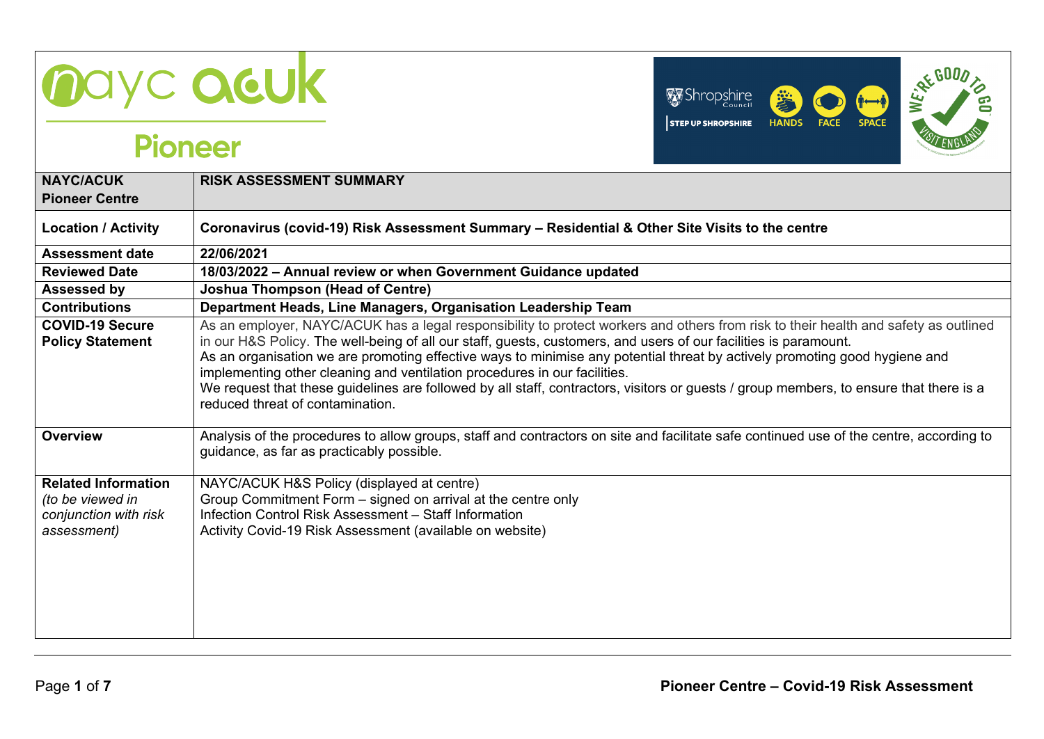# nayc acuk

## Pioneer

| NAYC/ACUK Pioneer Centre | RISK ASSESSMENT SUMMARY |
|---|---|
| **Location / Activity** | **Coronavirus (covid-19) Risk Assessment Summary – Residential & Other Site Visits to the centre** |
| **Assessment date** | **22/06/2021** |
| **Reviewed Date** | **18/03/2022 – Annual review or when Government Guidance updated** |
| **Assessed by** | **Joshua Thompson (Head of Centre)** |
| **Contributions** | **Department Heads, Line Managers, Organisation Leadership Team** |
| **COVID-19 Secure Policy Statement** | As an employer, NAYC/ACUK has a legal responsibility to protect workers and others from risk to their health and safety as outlined in our H&S Policy. The well-being of all our staff, guests, customers, and users of our facilities is paramount.<br>As an organisation we are promoting effective ways to minimise any potential threat by actively promoting good hygiene and implementing other cleaning and ventilation procedures in our facilities.<br>We request that these guidelines are followed by all staff, contractors, visitors or guests / group members, to ensure that there is a reduced threat of contamination. |
| **Overview** | Analysis of the procedures to allow groups, staff and contractors on site and facilitate safe continued use of the centre, according to guidance, as far as practicably possible. |
| **Related Information** *(to be viewed in conjunction with risk assessment)* | NAYC/ACUK H&S Policy (displayed at centre)<br>Group Commitment Form – signed on arrival at the centre only<br>Infection Control Risk Assessment – Staff Information<br>Activity Covid-19 Risk Assessment (available on website) |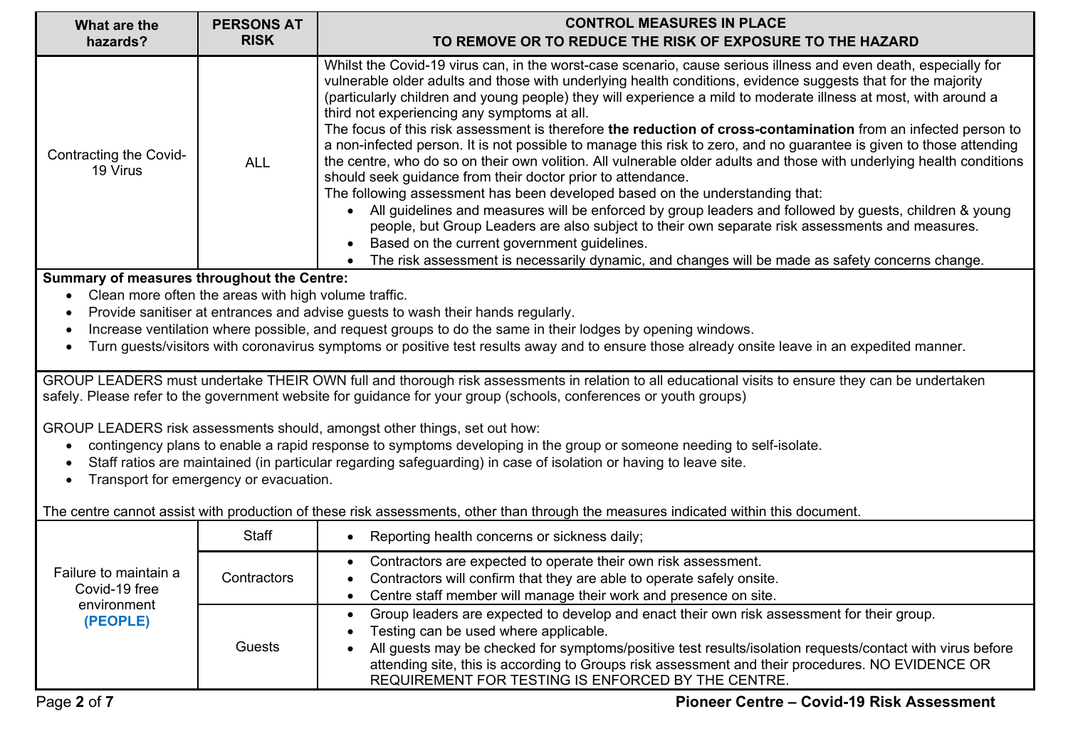| What are the hazards? | PERSONS AT RISK | CONTROL MEASURES IN PLACE TO REMOVE OR TO REDUCE THE RISK OF EXPOSURE TO THE HAZARD |
|---|---|---|
| Contracting the Covid-19 Virus | ALL | Whilst the Covid-19 virus can, in the worst-case scenario, cause serious illness and even death, especially for vulnerable older adults and those with underlying health conditions, evidence suggests that for the majority (particularly children and young people) they will experience a mild to moderate illness at most, with around a third not experiencing any symptoms at all.<br>The focus of this risk assessment is therefore **the reduction of cross-contamination** from an infected person to a non-infected person. It is not possible to manage this risk to zero, and no guarantee is given to those attending the centre, who do so on their own volition. All vulnerable older adults and those with underlying health conditions should seek guidance from their doctor prior to attendance.<br>The following assessment has been developed based on the understanding that:<br>• All guidelines and measures will be enforced by group leaders and followed by guests, children & young people, but Group Leaders are also subject to their own separate risk assessments and measures.<br>• Based on the current government guidelines.<br>• The risk assessment is necessarily dynamic, and changes will be made as safety concerns change. |

**Summary of measures throughout the Centre:**

- Clean more often the areas with high volume traffic.
- Provide sanitiser at entrances and advise guests to wash their hands regularly.
- Increase ventilation where possible, and request groups to do the same in their lodges by opening windows.
- Turn guests/visitors with coronavirus symptoms or positive test results away and to ensure those already onsite leave in an expedited manner.

GROUP LEADERS must undertake THEIR OWN full and thorough risk assessments in relation to all educational visits to ensure they can be undertaken safely. Please refer to the government website for guidance for your group (schools, conferences or youth groups)

GROUP LEADERS risk assessments should, amongst other things, set out how:

- contingency plans to enable a rapid response to symptoms developing in the group or someone needing to self-isolate.
- Staff ratios are maintained (in particular regarding safeguarding) in case of isolation or having to leave site.
- Transport for emergency or evacuation.

The centre cannot assist with production of these risk assessments, other than through the measures indicated within this document.

| What are the hazards? | PERSONS AT RISK | CONTROL MEASURES IN PLACE TO REMOVE OR TO REDUCE THE RISK OF EXPOSURE TO THE HAZARD |
|---|---|---|
| Failure to maintain a Covid-19 free environment **(PEOPLE)** | Staff | • Reporting health concerns or sickness daily; |
| | Contractors | • Contractors are expected to operate their own risk assessment.<br>• Contractors will confirm that they are able to operate safely onsite.<br>• Centre staff member will manage their work and presence on site. |
| | Guests | • Group leaders are expected to develop and enact their own risk assessment for their group.<br>• Testing can be used where applicable.<br>• All guests may be checked for symptoms/positive test results/isolation requests/contact with virus before attending site, this is according to Groups risk assessment and their procedures. NO EVIDENCE OR REQUIREMENT FOR TESTING IS ENFORCED BY THE CENTRE. |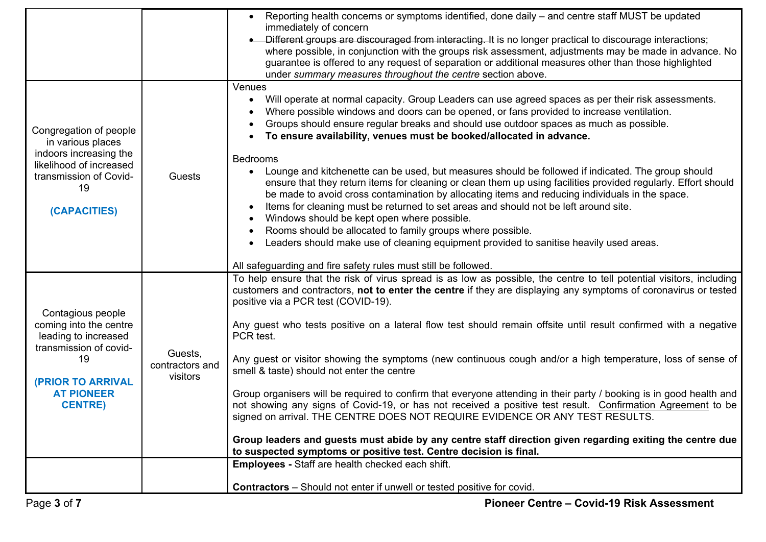| | | |
|---|---|---|
| | | • Reporting health concerns or symptoms identified, done daily – and centre staff MUST be updated immediately of concern<br>• ~~Different groups are discouraged from interacting.~~ It is no longer practical to discourage interactions; where possible, in conjunction with the groups risk assessment, adjustments may be made in advance. No guarantee is offered to any request of separation or additional measures other than those highlighted under *summary measures throughout the centre* section above. |
| Congregation of people in various places indoors increasing the likelihood of increased transmission of Covid-19<br><br>**(CAPACITIES)** | Guests | Venues<br>• Will operate at normal capacity. Group Leaders can use agreed spaces as per their risk assessments.<br>• Where possible windows and doors can be opened, or fans provided to increase ventilation.<br>• Groups should ensure regular breaks and should use outdoor spaces as much as possible.<br>• **To ensure availability, venues must be booked/allocated in advance.**<br><br>Bedrooms<br>• Lounge and kitchenette can be used, but measures should be followed if indicated. The group should ensure that they return items for cleaning or clean them up using facilities provided regularly. Effort should be made to avoid cross contamination by allocating items and reducing individuals in the space.<br>• Items for cleaning must be returned to set areas and should not be left around site.<br>• Windows should be kept open where possible.<br>• Rooms should be allocated to family groups where possible.<br>• Leaders should make use of cleaning equipment provided to sanitise heavily used areas.<br><br>All safeguarding and fire safety rules must still be followed. |
| Contagious people coming into the centre leading to increased transmission of covid-19<br><br>**(PRIOR TO ARRIVAL AT PIONEER CENTRE)** | Guests, contractors and visitors | To help ensure that the risk of virus spread is as low as possible, the centre to tell potential visitors, including customers and contractors, **not to enter the centre** if they are displaying any symptoms of coronavirus or tested positive via a PCR test (COVID-19).<br><br>Any guest who tests positive on a lateral flow test should remain offsite until result confirmed with a negative PCR test.<br><br>Any guest or visitor showing the symptoms (new continuous cough and/or a high temperature, loss of sense of smell & taste) should not enter the centre<br><br>Group organisers will be required to confirm that everyone attending in their party / booking is in good health and not showing any signs of Covid-19, or has not received a positive test result. Confirmation Agreement to be signed on arrival. THE CENTRE DOES NOT REQUIRE EVIDENCE OR ANY TEST RESULTS.<br><br>**Group leaders and guests must abide by any centre staff direction given regarding exiting the centre due to suspected symptoms or positive test. Centre decision is final.** |
| | | **Employees -** Staff are health checked each shift.<br><br>**Contractors** – Should not enter if unwell or tested positive for covid. |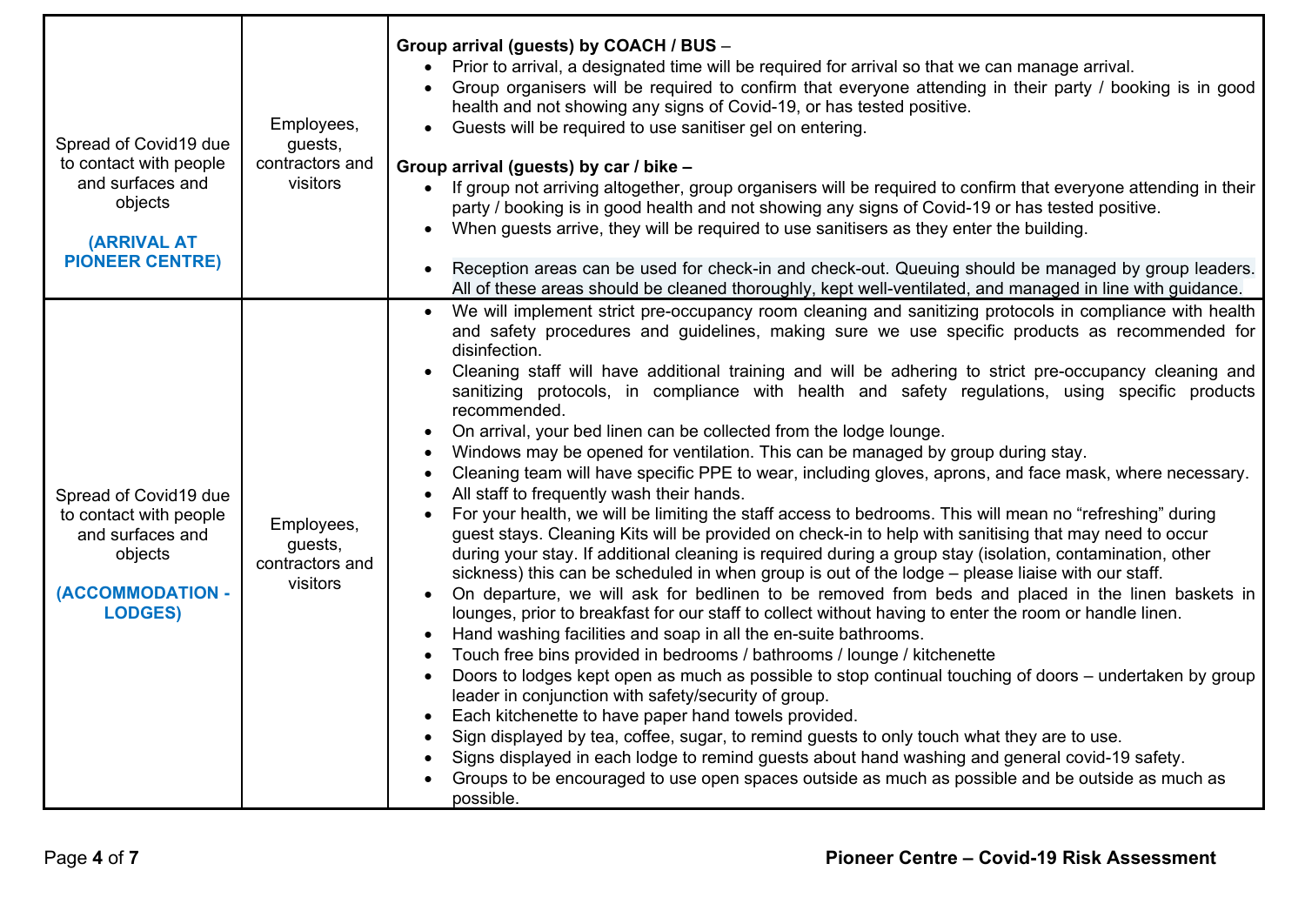| | | |
|---|---|---|
| Spread of Covid19 due to contact with people and surfaces and objects<br><br>**(ARRIVAL AT PIONEER CENTRE)** | Employees, guests, contractors and visitors | **Group arrival (guests) by COACH / BUS** –<br>• Prior to arrival, a designated time will be required for arrival so that we can manage arrival.<br>• Group organisers will be required to confirm that everyone attending in their party / booking is in good health and not showing any signs of Covid-19, or has tested positive.<br>• Guests will be required to use sanitiser gel on entering.<br><br>**Group arrival (guests) by car / bike** –<br>• If group not arriving altogether, group organisers will be required to confirm that everyone attending in their party / booking is in good health and not showing any signs of Covid-19 or has tested positive.<br>• When guests arrive, they will be required to use sanitisers as they enter the building.<br><br>• Reception areas can be used for check-in and check-out. Queuing should be managed by group leaders. All of these areas should be cleaned thoroughly, kept well-ventilated, and managed in line with guidance. |
| Spread of Covid19 due to contact with people and surfaces and objects<br><br>**(ACCOMMODATION - LODGES)** | Employees, guests, contractors and visitors | • We will implement strict pre-occupancy room cleaning and sanitizing protocols in compliance with health and safety procedures and guidelines, making sure we use specific products as recommended for disinfection.<br>• Cleaning staff will have additional training and will be adhering to strict pre-occupancy cleaning and sanitizing protocols, in compliance with health and safety regulations, using specific products recommended.<br>• On arrival, your bed linen can be collected from the lodge lounge.<br>• Windows may be opened for ventilation. This can be managed by group during stay.<br>• Cleaning team will have specific PPE to wear, including gloves, aprons, and face mask, where necessary.<br>• All staff to frequently wash their hands.<br>• For your health, we will be limiting the staff access to bedrooms. This will mean no "refreshing" during guest stays. Cleaning Kits will be provided on check-in to help with sanitising that may need to occur during your stay. If additional cleaning is required during a group stay (isolation, contamination, other sickness) this can be scheduled in when group is out of the lodge – please liaise with our staff.<br>• On departure, we will ask for bedlinen to be removed from beds and placed in the linen baskets in lounges, prior to breakfast for our staff to collect without having to enter the room or handle linen.<br>• Hand washing facilities and soap in all the en-suite bathrooms.<br>• Touch free bins provided in bedrooms / bathrooms / lounge / kitchenette<br>• Doors to lodges kept open as much as possible to stop continual touching of doors – undertaken by group leader in conjunction with safety/security of group.<br>• Each kitchenette to have paper hand towels provided.<br>• Sign displayed by tea, coffee, sugar, to remind guests to only touch what they are to use.<br>• Signs displayed in each lodge to remind guests about hand washing and general covid-19 safety.<br>• Groups to be encouraged to use open spaces outside as much as possible and be outside as much as possible. |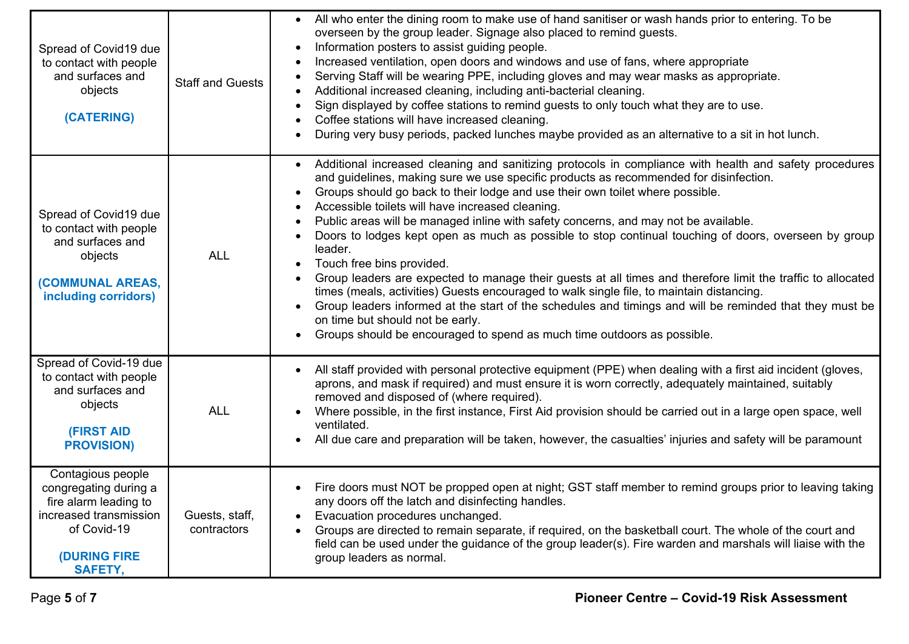| | | |
|---|---|---|
| Spread of Covid19 due to contact with people and surfaces and objects<br><br>**(CATERING)** | Staff and Guests | • All who enter the dining room to make use of hand sanitiser or wash hands prior to entering. To be overseen by the group leader. Signage also placed to remind guests.<br>• Information posters to assist guiding people.<br>• Increased ventilation, open doors and windows and use of fans, where appropriate<br>• Serving Staff will be wearing PPE, including gloves and may wear masks as appropriate.<br>• Additional increased cleaning, including anti-bacterial cleaning.<br>• Sign displayed by coffee stations to remind guests to only touch what they are to use.<br>• Coffee stations will have increased cleaning.<br>• During very busy periods, packed lunches maybe provided as an alternative to a sit in hot lunch. |
| Spread of Covid19 due to contact with people and surfaces and objects<br><br>**(COMMUNAL AREAS, including corridors)** | ALL | • Additional increased cleaning and sanitizing protocols in compliance with health and safety procedures and guidelines, making sure we use specific products as recommended for disinfection.<br>• Groups should go back to their lodge and use their own toilet where possible.<br>• Accessible toilets will have increased cleaning.<br>• Public areas will be managed inline with safety concerns, and may not be available.<br>• Doors to lodges kept open as much as possible to stop continual touching of doors, overseen by group leader.<br>• Touch free bins provided.<br>• Group leaders are expected to manage their guests at all times and therefore limit the traffic to allocated times (meals, activities) Guests encouraged to walk single file, to maintain distancing.<br>• Group leaders informed at the start of the schedules and timings and will be reminded that they must be on time but should not be early.<br>• Groups should be encouraged to spend as much time outdoors as possible. |
| Spread of Covid-19 due to contact with people and surfaces and objects<br><br>**(FIRST AID PROVISION)** | ALL | • All staff provided with personal protective equipment (PPE) when dealing with a first aid incident (gloves, aprons, and mask if required) and must ensure it is worn correctly, adequately maintained, suitably removed and disposed of (where required).<br>• Where possible, in the first instance, First Aid provision should be carried out in a large open space, well ventilated.<br>• All due care and preparation will be taken, however, the casualties' injuries and safety will be paramount |
| Contagious people congregating during a fire alarm leading to increased transmission of Covid-19<br><br>**(DURING FIRE SAFETY,** | Guests, staff, contractors | • Fire doors must NOT be propped open at night; GST staff member to remind groups prior to leaving taking any doors off the latch and disinfecting handles.<br>• Evacuation procedures unchanged.<br>• Groups are directed to remain separate, if required, on the basketball court. The whole of the court and field can be used under the guidance of the group leader(s). Fire warden and marshals will liaise with the group leaders as normal. |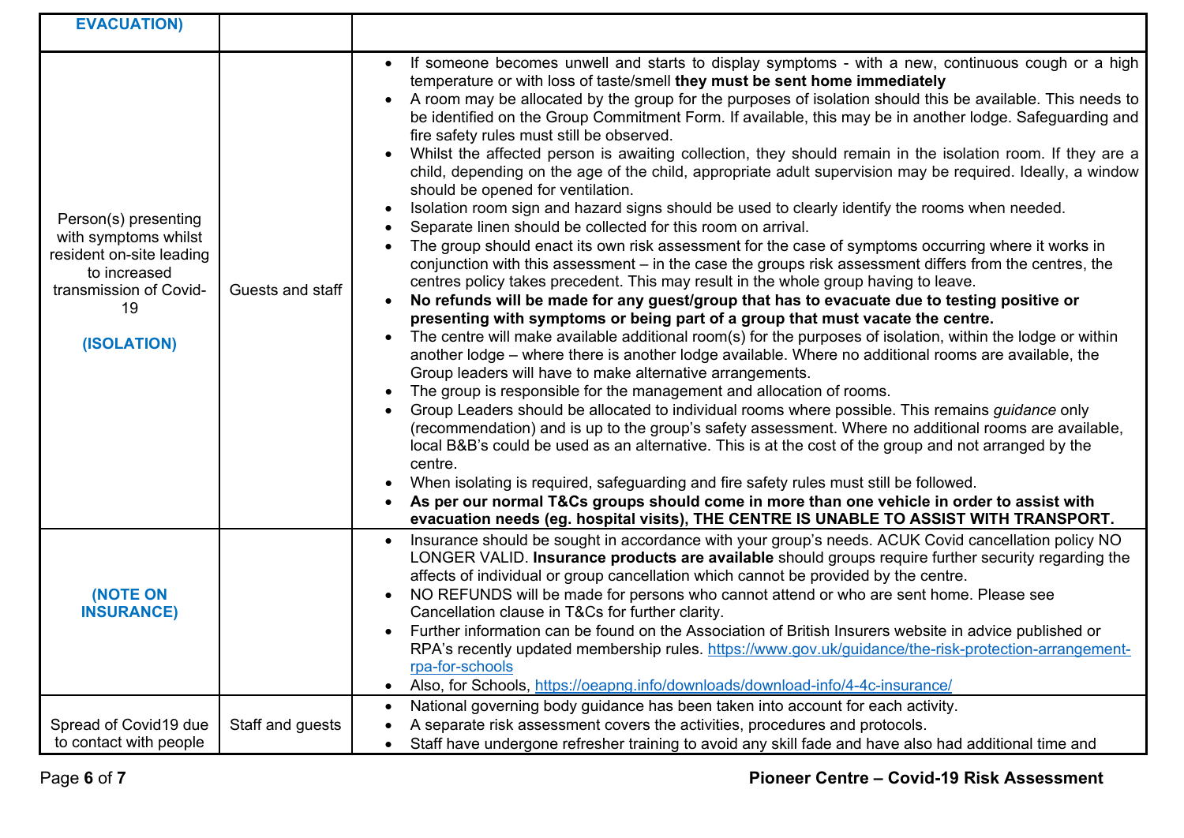| | | |
|---|---|---|
| **EVACUATION)** | | |
| Person(s) presenting with symptoms whilst resident on-site leading to increased transmission of Covid-19<br><br>**(ISOLATION)** | Guests and staff | • If someone becomes unwell and starts to display symptoms - with a new, continuous cough or a high temperature or with loss of taste/smell **they must be sent home immediately**<br>• A room may be allocated by the group for the purposes of isolation should this be available. This needs to be identified on the Group Commitment Form. If available, this may be in another lodge. Safeguarding and fire safety rules must still be observed.<br>• Whilst the affected person is awaiting collection, they should remain in the isolation room. If they are a child, depending on the age of the child, appropriate adult supervision may be required. Ideally, a window should be opened for ventilation.<br>• Isolation room sign and hazard signs should be used to clearly identify the rooms when needed.<br>• Separate linen should be collected for this room on arrival.<br>• The group should enact its own risk assessment for the case of symptoms occurring where it works in conjunction with this assessment – in the case the groups risk assessment differs from the centres, the centres policy takes precedent. This may result in the whole group having to leave.<br>• **No refunds will be made for any guest/group that has to evacuate due to testing positive or presenting with symptoms or being part of a group that must vacate the centre.**<br>• The centre will make available additional room(s) for the purposes of isolation, within the lodge or within another lodge – where there is another lodge available. Where no additional rooms are available, the Group leaders will have to make alternative arrangements.<br>• The group is responsible for the management and allocation of rooms.<br>• Group Leaders should be allocated to individual rooms where possible. This remains *guidance* only (recommendation) and is up to the group's safety assessment. Where no additional rooms are available, local B&B's could be used as an alternative. This is at the cost of the group and not arranged by the centre.<br>• When isolating is required, safeguarding and fire safety rules must still be followed.<br>• **As per our normal T&Cs groups should come in more than one vehicle in order to assist with evacuation needs (eg. hospital visits), THE CENTRE IS UNABLE TO ASSIST WITH TRANSPORT.** |
| **(NOTE ON INSURANCE)** | | • Insurance should be sought in accordance with your group's needs. ACUK Covid cancellation policy NO LONGER VALID. **Insurance products are available** should groups require further security regarding the affects of individual or group cancellation which cannot be provided by the centre.<br>• NO REFUNDS will be made for persons who cannot attend or who are sent home. Please see Cancellation clause in T&Cs for further clarity.<br>• Further information can be found on the Association of British Insurers website in advice published or RPA's recently updated membership rules. https://www.gov.uk/guidance/the-risk-protection-arrangement-rpa-for-schools<br>• Also, for Schools, https://oeapng.info/downloads/download-info/4-4c-insurance/ |
| Spread of Covid19 due to contact with people | Staff and guests | • National governing body guidance has been taken into account for each activity.<br>• A separate risk assessment covers the activities, procedures and protocols.<br>• Staff have undergone refresher training to avoid any skill fade and have also had additional time and |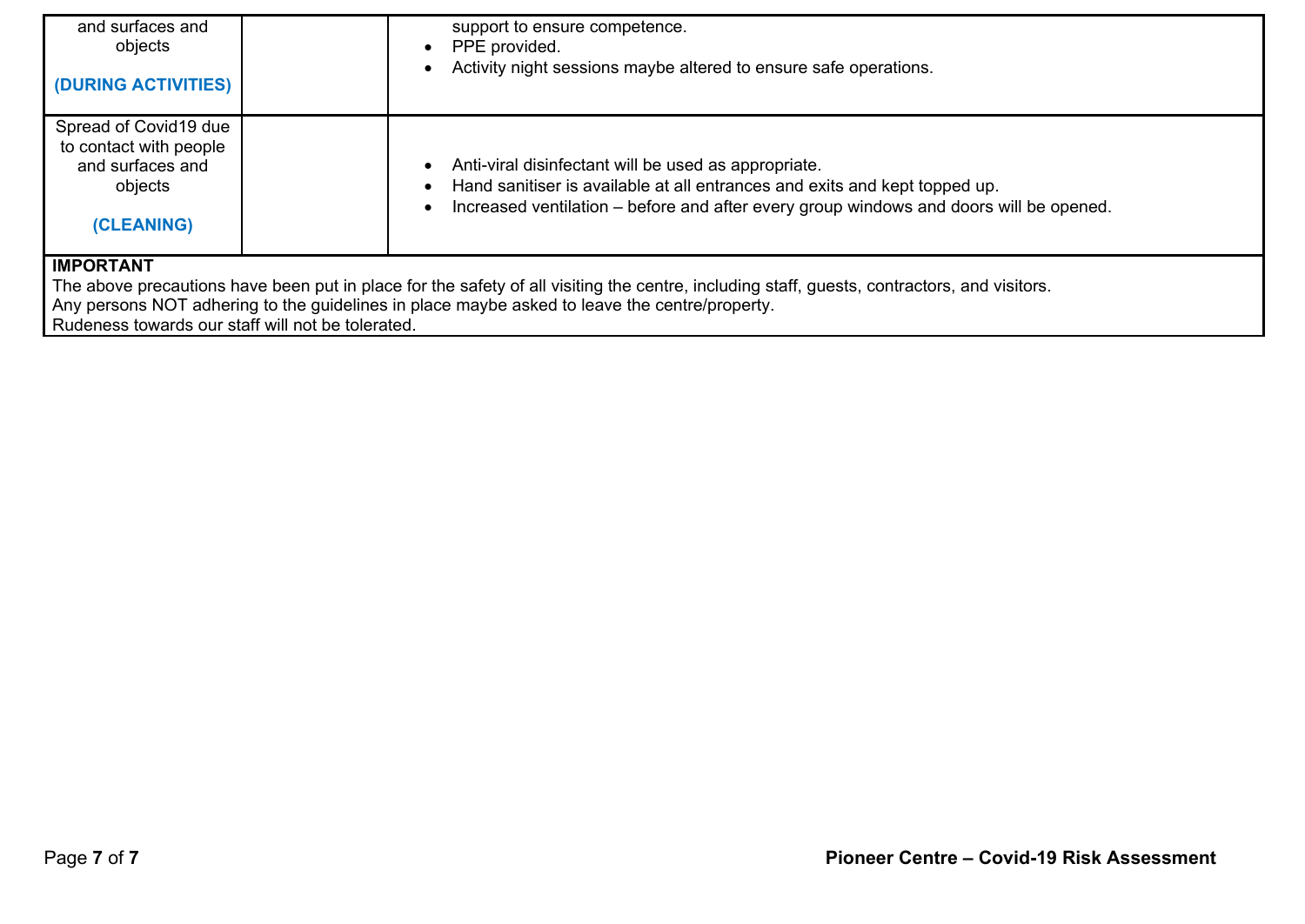| | | |
|---|---|---|
| and surfaces and objects<br><br>**(DURING ACTIVITIES)** | | support to ensure competence.<br>• PPE provided.<br>• Activity night sessions maybe altered to ensure safe operations. |
| Spread of Covid19 due to contact with people and surfaces and objects<br><br>**(CLEANING)** | | • Anti-viral disinfectant will be used as appropriate.<br>• Hand sanitiser is available at all entrances and exits and kept topped up.<br>• Increased ventilation – before and after every group windows and doors will be opened. |

**IMPORTANT**

The above precautions have been put in place for the safety of all visiting the centre, including staff, guests, contractors, and visitors.
Any persons NOT adhering to the guidelines in place maybe asked to leave the centre/property.
Rudeness towards our staff will not be tolerated.